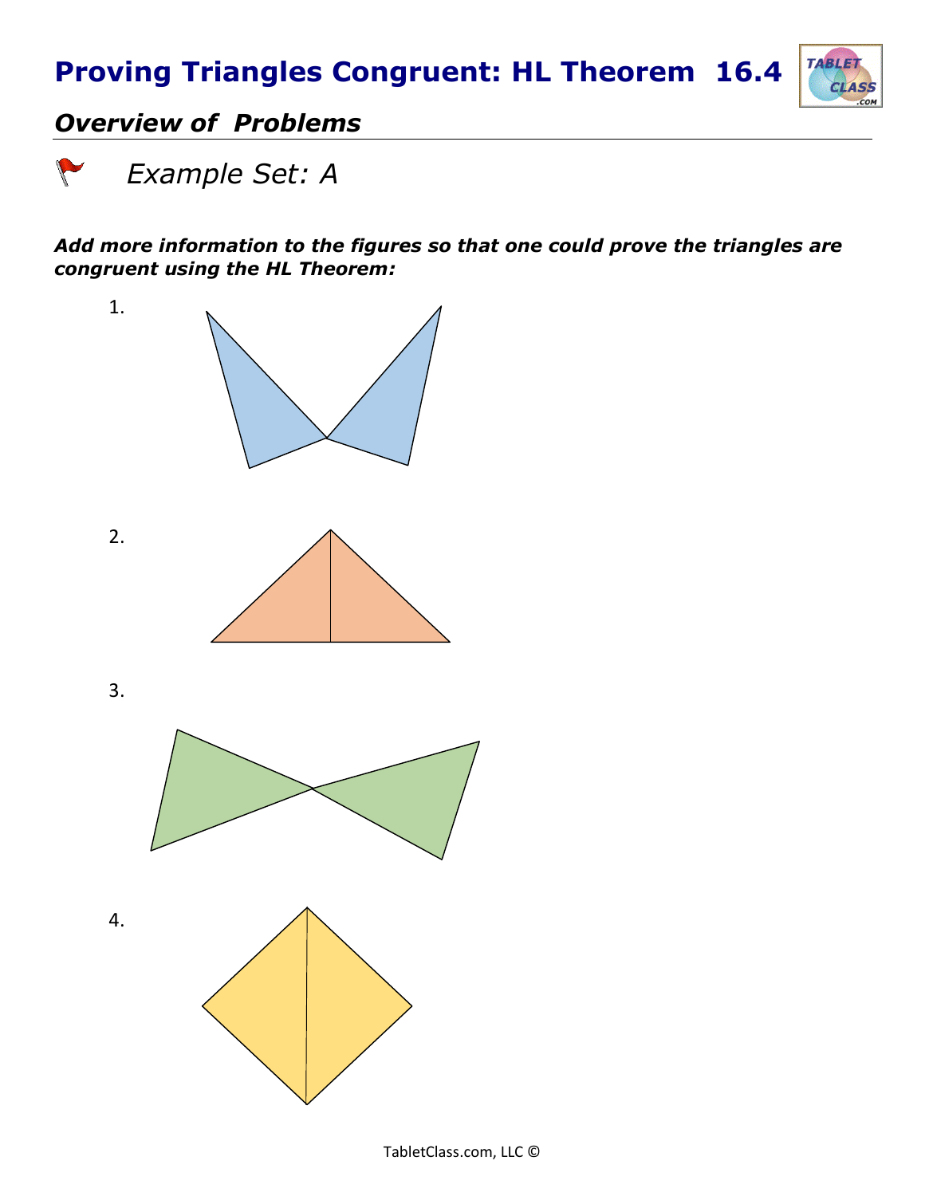# Proving Triangles Congruent: HL Theorem 16.4

## *Overview of Problems*

*Example Set: A*

***Add more information to the figures so that one could prove the triangles are congruent using the HL Theorem:***

1.

2.

3.

4.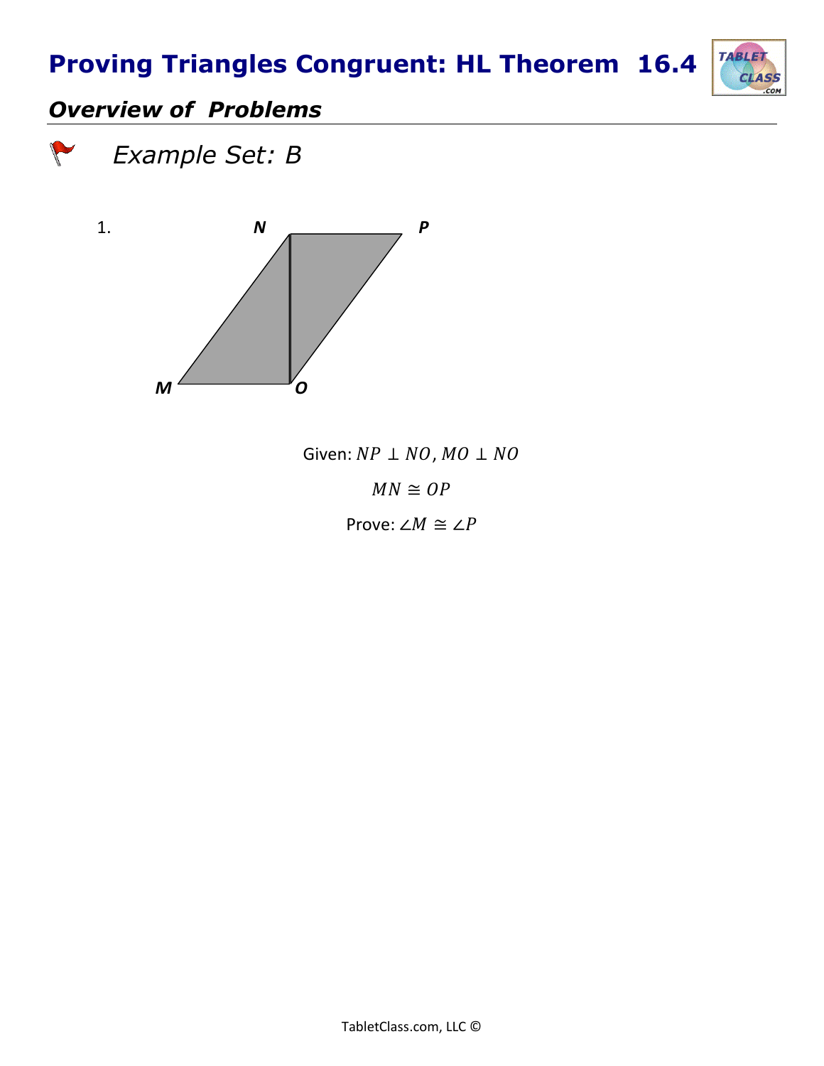# Proving Triangles Congruent: HL Theorem 16.4

## *Overview of Problems*

*Example Set: B*

1.

Given: $NP \perp NO$, $MO \perp NO$

$MN \cong OP$

Prove: $\angle M \cong \angle P$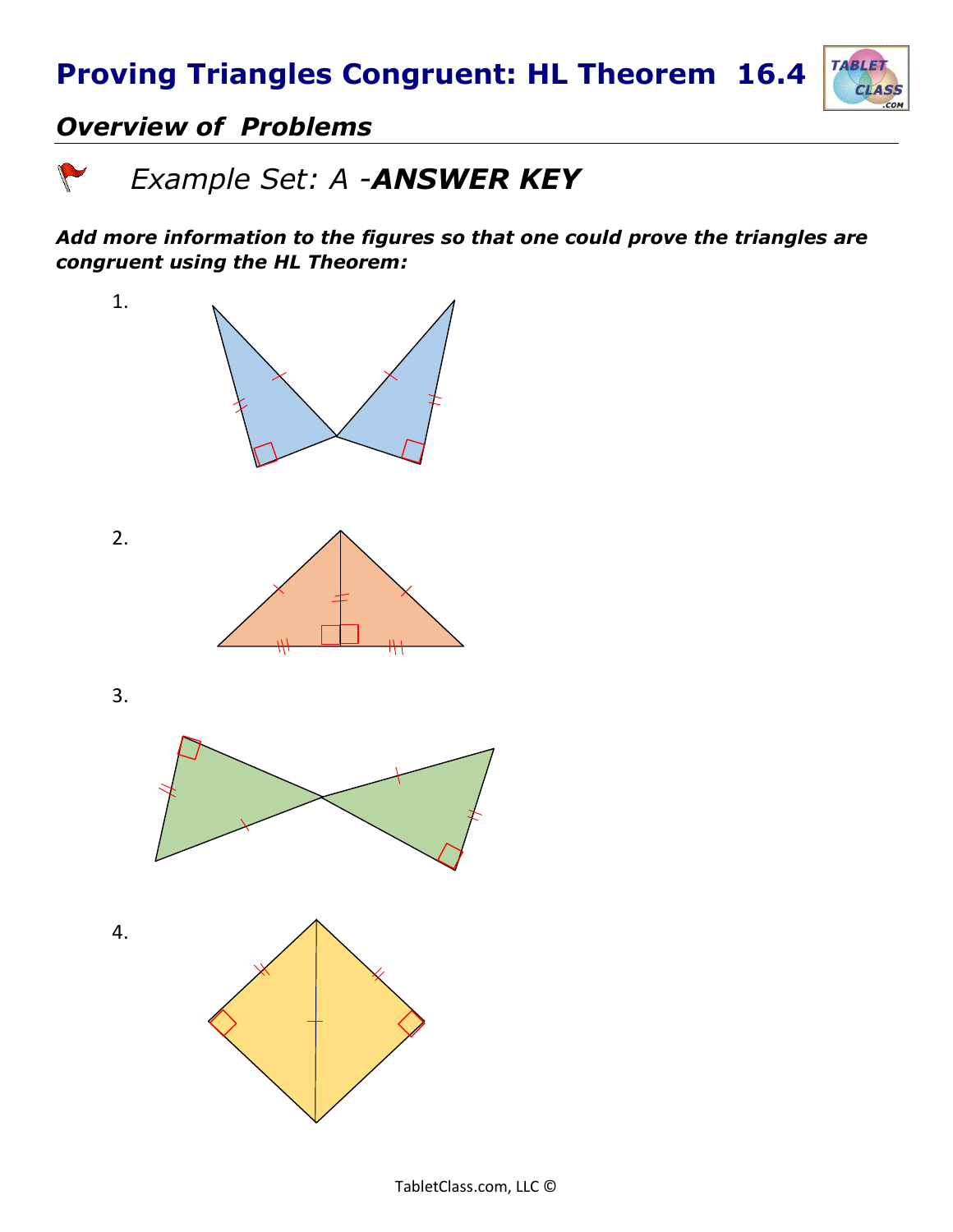# Proving Triangles Congruent: HL Theorem 16.4

## *Overview of Problems*

### *Example Set: A -**ANSWER KEY***

***Add more information to the figures so that one could prove the triangles are congruent using the HL Theorem:***

1.

2.

3.

4.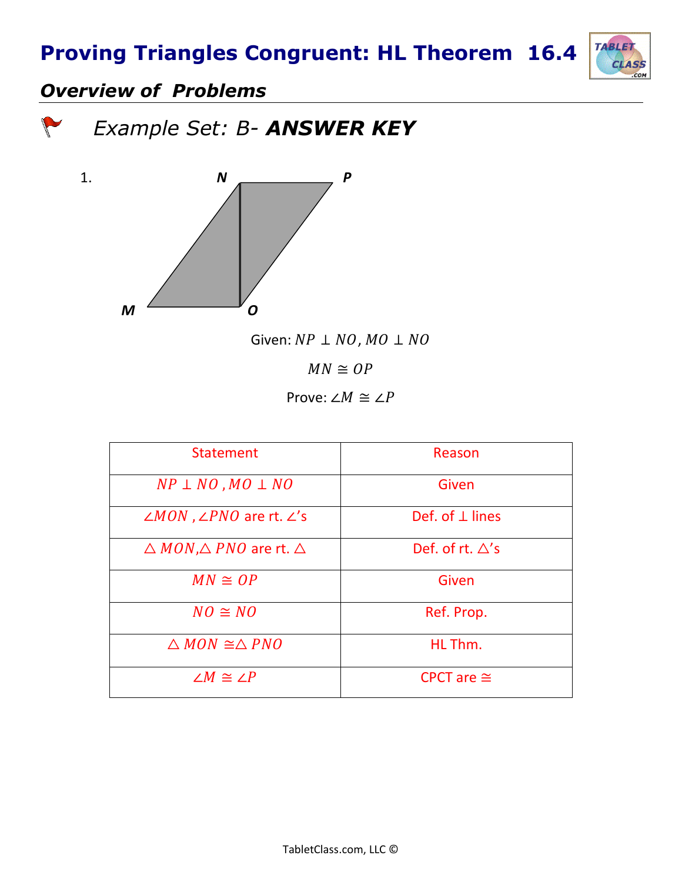# Proving Triangles Congruent: HL Theorem 16.4

## *Overview of Problems*

### *Example Set: B- **ANSWER KEY***

1.

Given: $NP \perp NO, MO \perp NO$

$MN \cong OP$

Prove: $\angle M \cong \angle P$

| Statement | Reason |
|---|---|
| $NP \perp NO$ , $MO \perp NO$ | Given |
| $\angle MON$ , $\angle PNO$ are rt. $\angle$'s | Def. of $\perp$ lines |
| $\triangle MON$,$\triangle PNO$ are rt. $\triangle$ | Def. of rt. $\triangle$'s |
| $MN \cong OP$ | Given |
| $NO \cong NO$ | Ref. Prop. |
| $\triangle MON \cong \triangle PNO$ | HL Thm. |
| $\angle M \cong \angle P$ | CPCT are $\cong$ |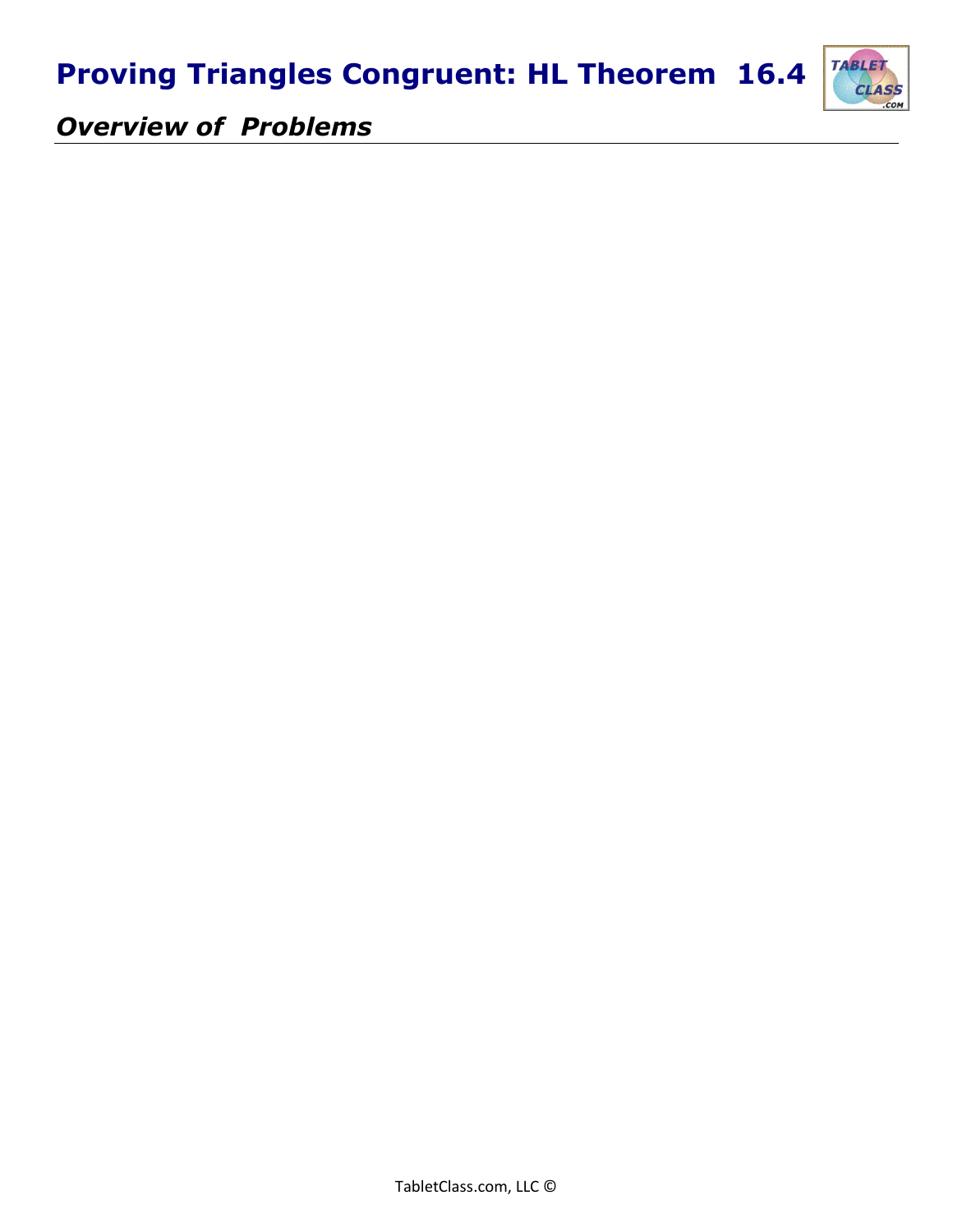# Proving Triangles Congruent: HL Theorem 16.4

## *Overview of Problems*